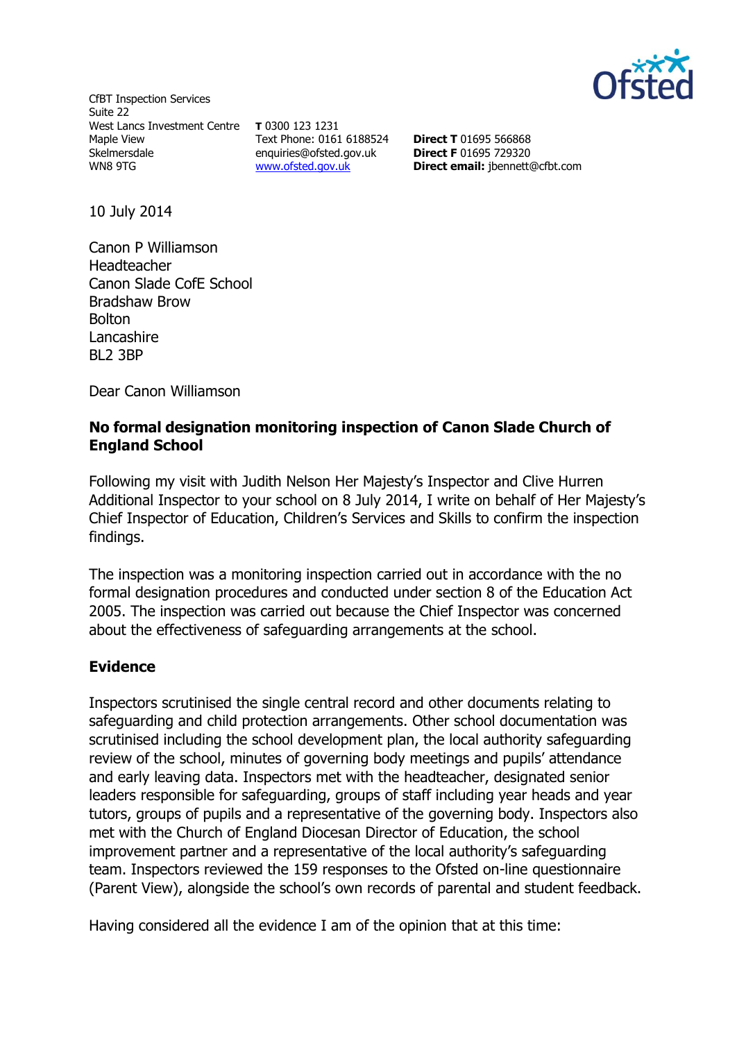CfBT Inspection Services
Suite 22
West Lancs Investment Centre
Maple View
Skelmersdale
WN8 9TG

**T** 0300 123 1231
Text Phone: 0161 6188524
enquiries@ofsted.gov.uk
www.ofsted.gov.uk

**Direct T** 01695 566868
**Direct F** 01695 729320
**Direct email:** jbennett@cfbt.com

10 July 2014

Canon P Williamson
Headteacher
Canon Slade CofE School
Bradshaw Brow
Bolton
Lancashire
BL2 3BP

Dear Canon Williamson

**No formal designation monitoring inspection of Canon Slade Church of England School**

Following my visit with Judith Nelson Her Majesty's Inspector and Clive Hurren Additional Inspector to your school on 8 July 2014, I write on behalf of Her Majesty's Chief Inspector of Education, Children's Services and Skills to confirm the inspection findings.

The inspection was a monitoring inspection carried out in accordance with the no formal designation procedures and conducted under section 8 of the Education Act 2005. The inspection was carried out because the Chief Inspector was concerned about the effectiveness of safeguarding arrangements at the school.

## Evidence

Inspectors scrutinised the single central record and other documents relating to safeguarding and child protection arrangements. Other school documentation was scrutinised including the school development plan, the local authority safeguarding review of the school, minutes of governing body meetings and pupils' attendance and early leaving data. Inspectors met with the headteacher, designated senior leaders responsible for safeguarding, groups of staff including year heads and year tutors, groups of pupils and a representative of the governing body. Inspectors also met with the Church of England Diocesan Director of Education, the school improvement partner and a representative of the local authority's safeguarding team. Inspectors reviewed the 159 responses to the Ofsted on-line questionnaire (Parent View), alongside the school's own records of parental and student feedback.

Having considered all the evidence I am of the opinion that at this time: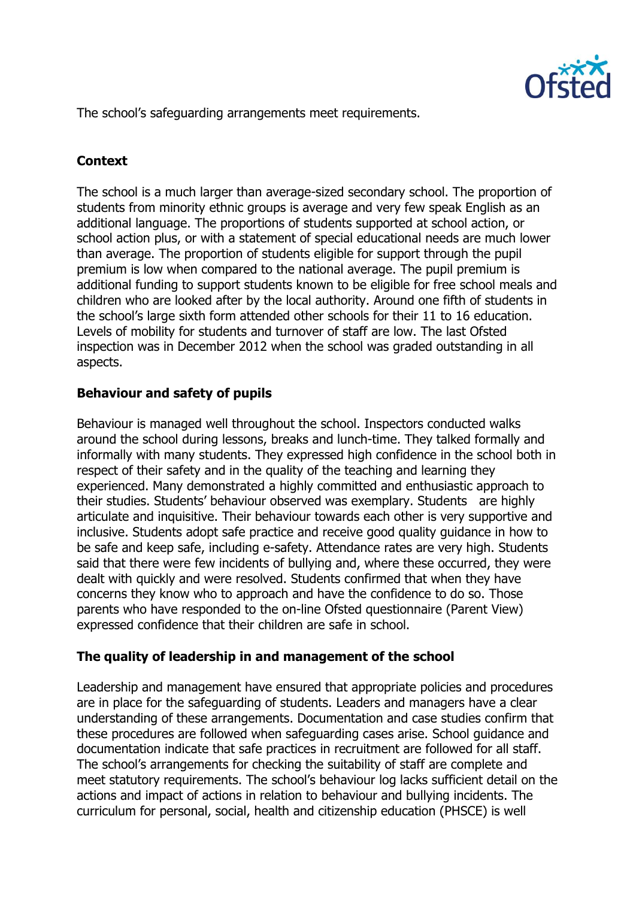The school's safeguarding arrangements meet requirements.

## Context

The school is a much larger than average-sized secondary school. The proportion of students from minority ethnic groups is average and very few speak English as an additional language. The proportions of students supported at school action, or school action plus, or with a statement of special educational needs are much lower than average. The proportion of students eligible for support through the pupil premium is low when compared to the national average. The pupil premium is additional funding to support students known to be eligible for free school meals and children who are looked after by the local authority. Around one fifth of students in the school's large sixth form attended other schools for their 11 to 16 education. Levels of mobility for students and turnover of staff are low. The last Ofsted inspection was in December 2012 when the school was graded outstanding in all aspects.

## Behaviour and safety of pupils

Behaviour is managed well throughout the school. Inspectors conducted walks around the school during lessons, breaks and lunch-time. They talked formally and informally with many students. They expressed high confidence in the school both in respect of their safety and in the quality of the teaching and learning they experienced. Many demonstrated a highly committed and enthusiastic approach to their studies. Students' behaviour observed was exemplary. Students are highly articulate and inquisitive. Their behaviour towards each other is very supportive and inclusive. Students adopt safe practice and receive good quality guidance in how to be safe and keep safe, including e-safety. Attendance rates are very high. Students said that there were few incidents of bullying and, where these occurred, they were dealt with quickly and were resolved. Students confirmed that when they have concerns they know who to approach and have the confidence to do so. Those parents who have responded to the on-line Ofsted questionnaire (Parent View) expressed confidence that their children are safe in school.

## The quality of leadership in and management of the school

Leadership and management have ensured that appropriate policies and procedures are in place for the safeguarding of students. Leaders and managers have a clear understanding of these arrangements. Documentation and case studies confirm that these procedures are followed when safeguarding cases arise. School guidance and documentation indicate that safe practices in recruitment are followed for all staff. The school's arrangements for checking the suitability of staff are complete and meet statutory requirements. The school's behaviour log lacks sufficient detail on the actions and impact of actions in relation to behaviour and bullying incidents. The curriculum for personal, social, health and citizenship education (PHSCE) is well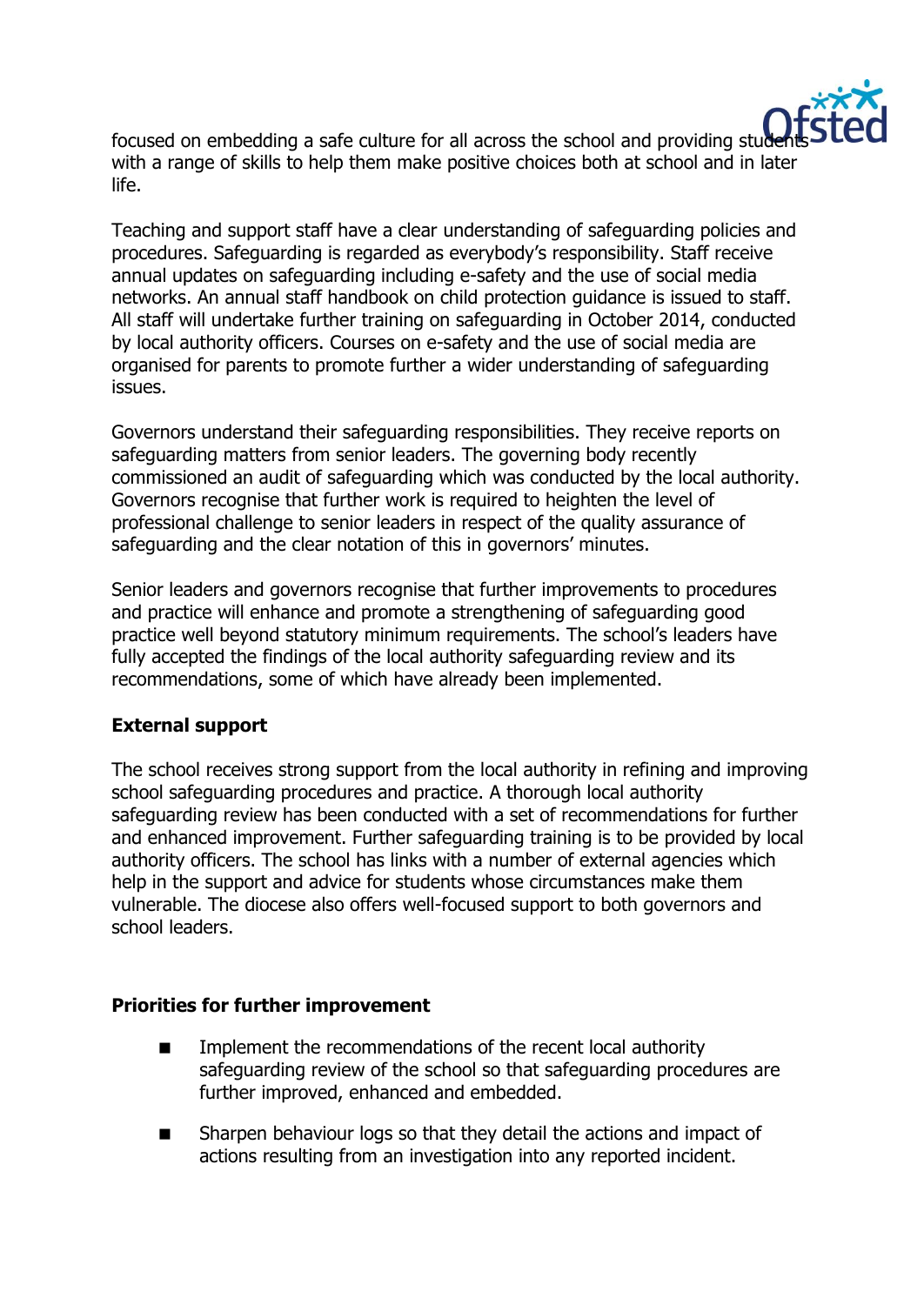focused on embedding a safe culture for all across the school and providing students with a range of skills to help them make positive choices both at school and in later life.

Teaching and support staff have a clear understanding of safeguarding policies and procedures. Safeguarding is regarded as everybody's responsibility. Staff receive annual updates on safeguarding including e-safety and the use of social media networks. An annual staff handbook on child protection guidance is issued to staff. All staff will undertake further training on safeguarding in October 2014, conducted by local authority officers. Courses on e-safety and the use of social media are organised for parents to promote further a wider understanding of safeguarding issues.

Governors understand their safeguarding responsibilities. They receive reports on safeguarding matters from senior leaders. The governing body recently commissioned an audit of safeguarding which was conducted by the local authority. Governors recognise that further work is required to heighten the level of professional challenge to senior leaders in respect of the quality assurance of safeguarding and the clear notation of this in governors' minutes.

Senior leaders and governors recognise that further improvements to procedures and practice will enhance and promote a strengthening of safeguarding good practice well beyond statutory minimum requirements. The school's leaders have fully accepted the findings of the local authority safeguarding review and its recommendations, some of which have already been implemented.

**External support**

The school receives strong support from the local authority in refining and improving school safeguarding procedures and practice. A thorough local authority safeguarding review has been conducted with a set of recommendations for further and enhanced improvement. Further safeguarding training is to be provided by local authority officers. The school has links with a number of external agencies which help in the support and advice for students whose circumstances make them vulnerable. The diocese also offers well-focused support to both governors and school leaders.

**Priorities for further improvement**

- Implement the recommendations of the recent local authority safeguarding review of the school so that safeguarding procedures are further improved, enhanced and embedded.
- Sharpen behaviour logs so that they detail the actions and impact of actions resulting from an investigation into any reported incident.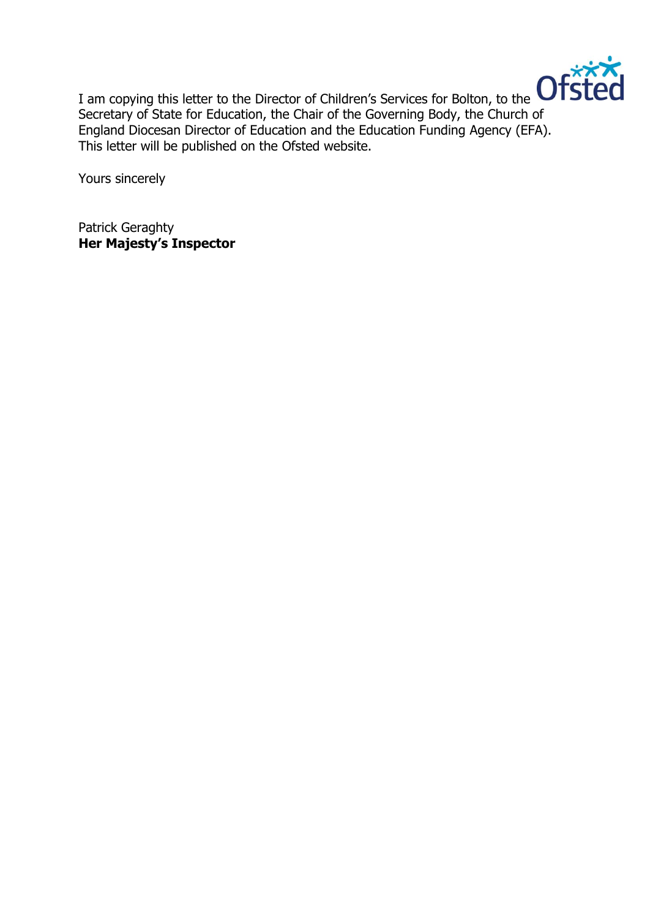I am copying this letter to the Director of Children's Services for Bolton, to the Secretary of State for Education, the Chair of the Governing Body, the Church of England Diocesan Director of Education and the Education Funding Agency (EFA). This letter will be published on the Ofsted website.

Yours sincerely

Patrick Geraghty
**Her Majesty's Inspector**